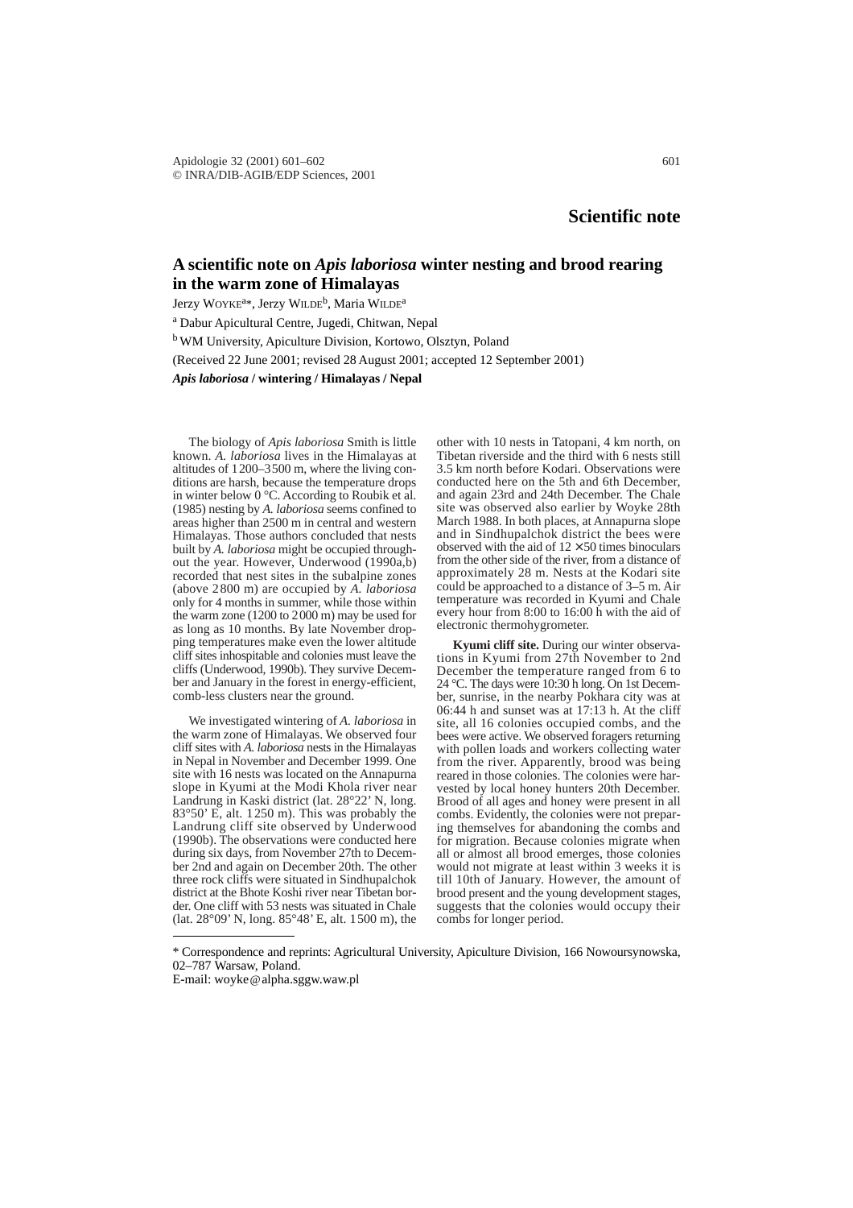## Scientific note

# A scientific note on *Apis laboriosa* winter nesting and brood rearing in the warm zone of Himalayas

Jerzy WOYKE[a]*, Jerzy WILDE[b], Maria WILDE[a]

[a] Dabur Apicultural Centre, Jugedi, Chitwan, Nepal

[b] WM University, Apiculture Division, Kortowo, Olsztyn, Poland

(Received 22 June 2001; revised 28 August 2001; accepted 12 September 2001)

***Apis laboriosa* / wintering / Himalayas / Nepal**

The biology of *Apis laboriosa* Smith is little known. *A. laboriosa* lives in the Himalayas at altitudes of 1200–3500 m, where the living conditions are harsh, because the temperature drops in winter below 0 °C. According to Roubik et al. (1985) nesting by *A. laboriosa* seems confined to areas higher than 2500 m in central and western Himalayas. Those authors concluded that nests built by *A. laboriosa* might be occupied throughout the year. However, Underwood (1990a,b) recorded that nest sites in the subalpine zones (above 2800 m) are occupied by *A. laboriosa* only for 4 months in summer, while those within the warm zone (1200 to 2000 m) may be used for as long as 10 months. By late November dropping temperatures make even the lower altitude cliff sites inhospitable and colonies must leave the cliffs (Underwood, 1990b). They survive December and January in the forest in energy-efficient, comb-less clusters near the ground.

We investigated wintering of *A. laboriosa* in the warm zone of Himalayas. We observed four cliff sites with *A. laboriosa* nests in the Himalayas in Nepal in November and December 1999. One site with 16 nests was located on the Annapurna slope in Kyumi at the Modi Khola river near Landrung in Kaski district (lat. 28°22' N, long. 83°50' E, alt. 1250 m). This was probably the Landrung cliff site observed by Underwood (1990b). The observations were conducted here during six days, from November 27th to December 2nd and again on December 20th. The other three rock cliffs were situated in Sindhupalchok district at the Bhote Koshi river near Tibetan border. One cliff with 53 nests was situated in Chale (lat. 28°09' N, long. 85°48' E, alt. 1500 m), the other with 10 nests in Tatopani, 4 km north, on Tibetan riverside and the third with 6 nests still 3.5 km north before Kodari. Observations were conducted here on the 5th and 6th December, and again 23rd and 24th December. The Chale site was observed also earlier by Woyke 28th March 1988. In both places, at Annapurna slope and in Sindhupalchok district the bees were observed with the aid of 12 × 50 times binoculars from the other side of the river, from a distance of approximately 28 m. Nests at the Kodari site could be approached to a distance of 3–5 m. Air temperature was recorded in Kyumi and Chale every hour from 8:00 to 16:00 h with the aid of electronic thermohygrometer.

**Kyumi cliff site.** During our winter observations in Kyumi from 27th November to 2nd December the temperature ranged from 6 to 24 °C. The days were 10:30 h long. On 1st December, sunrise, in the nearby Pokhara city was at 06:44 h and sunset was at 17:13 h. At the cliff site, all 16 colonies occupied combs, and the bees were active. We observed foragers returning with pollen loads and workers collecting water from the river. Apparently, brood was being reared in those colonies. The colonies were harvested by local honey hunters 20th December. Brood of all ages and honey were present in all combs. Evidently, the colonies were not preparing themselves for abandoning the combs and for migration. Because colonies migrate when all or almost all brood emerges, those colonies would not migrate at least within 3 weeks it is till 10th of January. However, the amount of brood present and the young development stages, suggests that the colonies would occupy their combs for longer period.

---

* Correspondence and reprints: Agricultural University, Apiculture Division, 166 Nowoursynowska, 02–787 Warsaw, Poland.
E-mail: woyke@alpha.sggw.waw.pl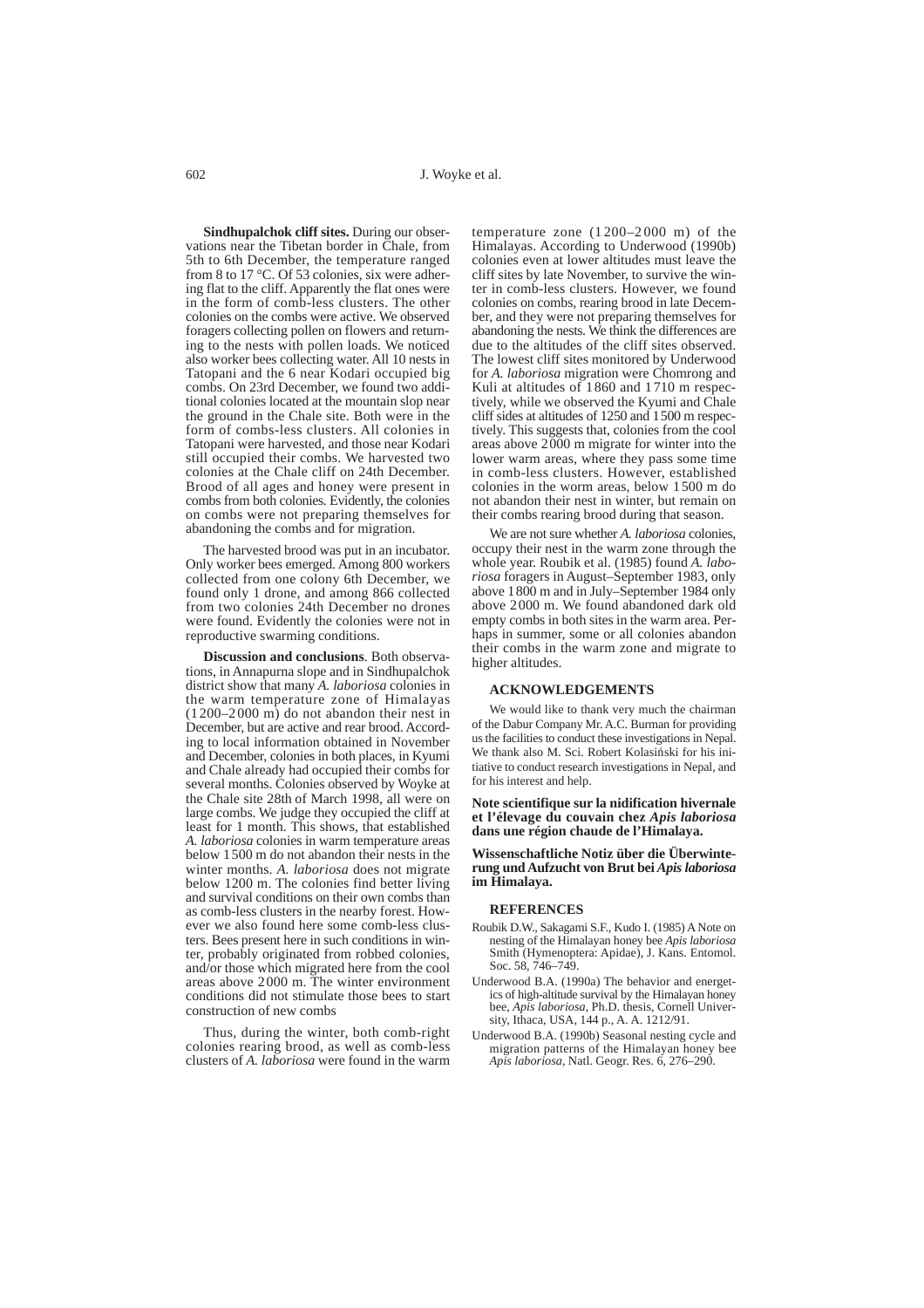**Sindhupalchok cliff sites.** During our observations near the Tibetan border in Chale, from 5th to 6th December, the temperature ranged from 8 to 17 °C. Of 53 colonies, six were adhering flat to the cliff. Apparently the flat ones were in the form of comb-less clusters. The other colonies on the combs were active. We observed foragers collecting pollen on flowers and returning to the nests with pollen loads. We noticed also worker bees collecting water. All 10 nests in Tatopani and the 6 near Kodari occupied big combs. On 23rd December, we found two additional colonies located at the mountain slop near the ground in the Chale site. Both were in the form of combs-less clusters. All colonies in Tatopani were harvested, and those near Kodari still occupied their combs. We harvested two colonies at the Chale cliff on 24th December. Brood of all ages and honey were present in combs from both colonies. Evidently, the colonies on combs were not preparing themselves for abandoning the combs and for migration.

The harvested brood was put in an incubator. Only worker bees emerged. Among 800 workers collected from one colony 6th December, we found only 1 drone, and among 866 collected from two colonies 24th December no drones were found. Evidently the colonies were not in reproductive swarming conditions.

**Discussion and conclusions**. Both observations, in Annapurna slope and in Sindhupalchok district show that many *A. laboriosa* colonies in the warm temperature zone of Himalayas (1200–2000 m) do not abandon their nest in December, but are active and rear brood. According to local information obtained in November and December, colonies in both places, in Kyumi and Chale already had occupied their combs for several months. Colonies observed by Woyke at the Chale site 28th of March 1998, all were on large combs. We judge they occupied the cliff at least for 1 month. This shows, that established *A. laboriosa* colonies in warm temperature areas below 1500 m do not abandon their nests in the winter months. *A. laboriosa* does not migrate below 1200 m. The colonies find better living and survival conditions on their own combs than as comb-less clusters in the nearby forest. However we also found here some comb-less clusters. Bees present here in such conditions in winter, probably originated from robbed colonies, and/or those which migrated here from the cool areas above 2000 m. The winter environment conditions did not stimulate those bees to start construction of new combs

Thus, during the winter, both comb-right colonies rearing brood, as well as comb-less clusters of *A. laboriosa* were found in the warm temperature zone (1200–2000 m) of the Himalayas. According to Underwood (1990b) colonies even at lower altitudes must leave the cliff sites by late November, to survive the winter in comb-less clusters. However, we found colonies on combs, rearing brood in late December, and they were not preparing themselves for abandoning the nests. We think the differences are due to the altitudes of the cliff sites observed. The lowest cliff sites monitored by Underwood for *A. laboriosa* migration were Chomrong and Kuli at altitudes of 1860 and 1710 m respectively, while we observed the Kyumi and Chale cliff sides at altitudes of 1250 and 1500 m respectively. This suggests that, colonies from the cool areas above 2000 m migrate for winter into the lower warm areas, where they pass some time in comb-less clusters. However, established colonies in the worm areas, below 1500 m do not abandon their nest in winter, but remain on their combs rearing brood during that season.

We are not sure whether *A. laboriosa* colonies, occupy their nest in the warm zone through the whole year. Roubik et al. (1985) found *A. laboriosa* foragers in August–September 1983, only above 1800 m and in July–September 1984 only above 2000 m. We found abandoned dark old empty combs in both sites in the warm area. Perhaps in summer, some or all colonies abandon their combs in the warm zone and migrate to higher altitudes.

## ACKNOWLEDGEMENTS

We would like to thank very much the chairman of the Dabur Company Mr. A.C. Burman for providing us the facilities to conduct these investigations in Nepal. We thank also M. Sci. Robert Kolasiński for his initiative to conduct research investigations in Nepal, and for his interest and help.

**Note scientifique sur la nidification hivernale et l'élevage du couvain chez *Apis laboriosa* dans une région chaude de l'Himalaya.**

**Wissenschaftliche Notiz über die Überwinterung und Aufzucht von Brut bei *Apis laboriosa* im Himalaya.**

## REFERENCES

Roubik D.W., Sakagami S.F., Kudo I. (1985) A Note on nesting of the Himalayan honey bee *Apis laboriosa* Smith (Hymenoptera: Apidae), J. Kans. Entomol. Soc. 58, 746–749.

Underwood B.A. (1990a) The behavior and energetics of high-altitude survival by the Himalayan honey bee, *Apis laboriosa*, Ph.D. thesis, Cornell University, Ithaca, USA, 144 p., A. A. 1212/91.

Underwood B.A. (1990b) Seasonal nesting cycle and migration patterns of the Himalayan honey bee *Apis laboriosa*, Natl. Geogr. Res. 6, 276–290.